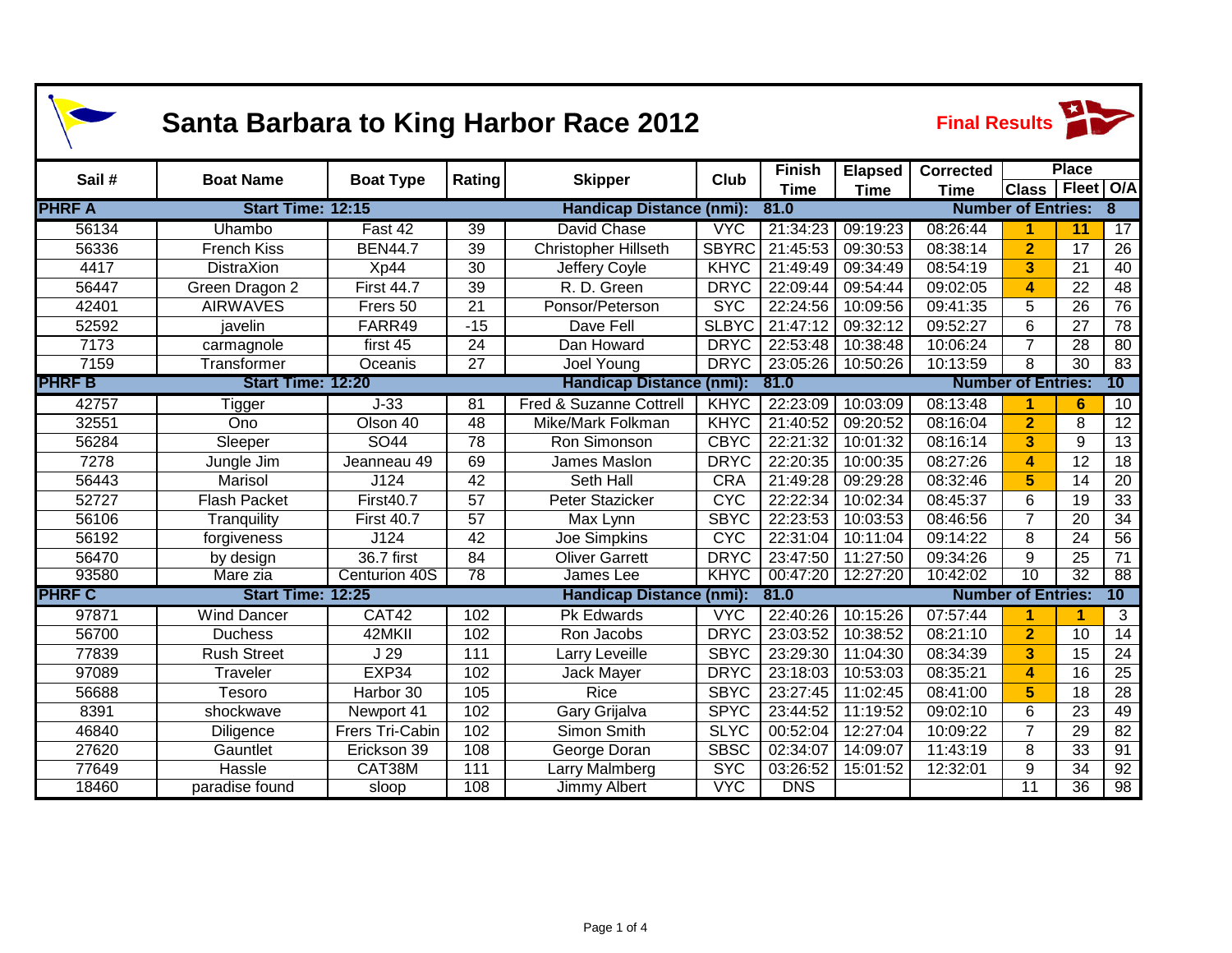# Santa Barbara to King Harbor Race 2012

**Final Results**

| Sail # | Boat Name | Boat Type | Rating | Skipper | Club | Finish Time | Elapsed Time | Corrected Time | Place Class | Place Fleet | Place O/A |
|---|---|---|---|---|---|---|---|---|---|---|---|
| **PHRF A** | **Start Time: 12:15** | | | **Handicap Distance (nmi):** | | **81.0** | | | **Number of Entries:** | | **8** |
| 56134 | Uhambo | Fast 42 | 39 | David Chase | VYC | 21:34:23 | 09:19:23 | 08:26:44 | 1 | 11 | 17 |
| 56336 | French Kiss | BEN44.7 | 39 | Christopher Hillseth | SBYRC | 21:45:53 | 09:30:53 | 08:38:14 | 2 | 17 | 26 |
| 4417 | DistraXion | Xp44 | 30 | Jeffery Coyle | KHYC | 21:49:49 | 09:34:49 | 08:54:19 | 3 | 21 | 40 |
| 56447 | Green Dragon 2 | First 44.7 | 39 | R. D. Green | DRYC | 22:09:44 | 09:54:44 | 09:02:05 | 4 | 22 | 48 |
| 42401 | AIRWAVES | Frers 50 | 21 | Ponsor/Peterson | SYC | 22:24:56 | 10:09:56 | 09:41:35 | 5 | 26 | 76 |
| 52592 | javelin | FARR49 | -15 | Dave Fell | SLBYC | 21:47:12 | 09:32:12 | 09:52:27 | 6 | 27 | 78 |
| 7173 | carmagnole | first 45 | 24 | Dan Howard | DRYC | 22:53:48 | 10:38:48 | 10:06:24 | 7 | 28 | 80 |
| 7159 | Transformer | Oceanis | 27 | Joel Young | DRYC | 23:05:26 | 10:50:26 | 10:13:59 | 8 | 30 | 83 |
| **PHRF B** | **Start Time: 12:20** | | | **Handicap Distance (nmi):** | | **81.0** | | | **Number of Entries:** | | **10** |
| 42757 | Tigger | J-33 | 81 | Fred & Suzanne Cottrell | KHYC | 22:23:09 | 10:03:09 | 08:13:48 | 1 | 6 | 10 |
| 32551 | Ono | Olson 40 | 48 | Mike/Mark Folkman | KHYC | 21:40:52 | 09:20:52 | 08:16:04 | 2 | 8 | 12 |
| 56284 | Sleeper | SO44 | 78 | Ron Simonson | CBYC | 22:21:32 | 10:01:32 | 08:16:14 | 3 | 9 | 13 |
| 7278 | Jungle Jim | Jeanneau 49 | 69 | James Maslon | DRYC | 22:20:35 | 10:00:35 | 08:27:26 | 4 | 12 | 18 |
| 56443 | Marisol | J124 | 42 | Seth Hall | CRA | 21:49:28 | 09:29:28 | 08:32:46 | 5 | 14 | 20 |
| 52727 | Flash Packet | First40.7 | 57 | Peter Stazicker | CYC | 22:22:34 | 10:02:34 | 08:45:37 | 6 | 19 | 33 |
| 56106 | Tranquility | First 40.7 | 57 | Max Lynn | SBYC | 22:23:53 | 10:03:53 | 08:46:56 | 7 | 20 | 34 |
| 56192 | forgiveness | J124 | 42 | Joe Simpkins | CYC | 22:31:04 | 10:11:04 | 09:14:22 | 8 | 24 | 56 |
| 56470 | by design | 36.7 first | 84 | Oliver Garrett | DRYC | 23:47:50 | 11:27:50 | 09:34:26 | 9 | 25 | 71 |
| 93580 | Mare zia | Centurion 40S | 78 | James Lee | KHYC | 00:47:20 | 12:27:20 | 10:42:02 | 10 | 32 | 88 |
| **PHRF C** | **Start Time: 12:25** | | | **Handicap Distance (nmi):** | | **81.0** | | | **Number of Entries:** | | **10** |
| 97871 | Wind Dancer | CAT42 | 102 | Pk Edwards | VYC | 22:40:26 | 10:15:26 | 07:57:44 | 1 | 1 | 3 |
| 56700 | Duchess | 42MKII | 102 | Ron Jacobs | DRYC | 23:03:52 | 10:38:52 | 08:21:10 | 2 | 10 | 14 |
| 77839 | Rush Street | J 29 | 111 | Larry Leveille | SBYC | 23:29:30 | 11:04:30 | 08:34:39 | 3 | 15 | 24 |
| 97089 | Traveler | EXP34 | 102 | Jack Mayer | DRYC | 23:18:03 | 10:53:03 | 08:35:21 | 4 | 16 | 25 |
| 56688 | Tesoro | Harbor 30 | 105 | Rice | SBYC | 23:27:45 | 11:02:45 | 08:41:00 | 5 | 18 | 28 |
| 8391 | shockwave | Newport 41 | 102 | Gary Grijalva | SPYC | 23:44:52 | 11:19:52 | 09:02:10 | 6 | 23 | 49 |
| 46840 | Diligence | Frers Tri-Cabin | 102 | Simon Smith | SLYC | 00:52:04 | 12:27:04 | 10:09:22 | 7 | 29 | 82 |
| 27620 | Gauntlet | Erickson 39 | 108 | George Doran | SBSC | 02:34:07 | 14:09:07 | 11:43:19 | 8 | 33 | 91 |
| 77649 | Hassle | CAT38M | 111 | Larry Malmberg | SYC | 03:26:52 | 15:01:52 | 12:32:01 | 9 | 34 | 92 |
| 18460 | paradise found | sloop | 108 | Jimmy Albert | VYC | DNS | | | 11 | 36 | 98 |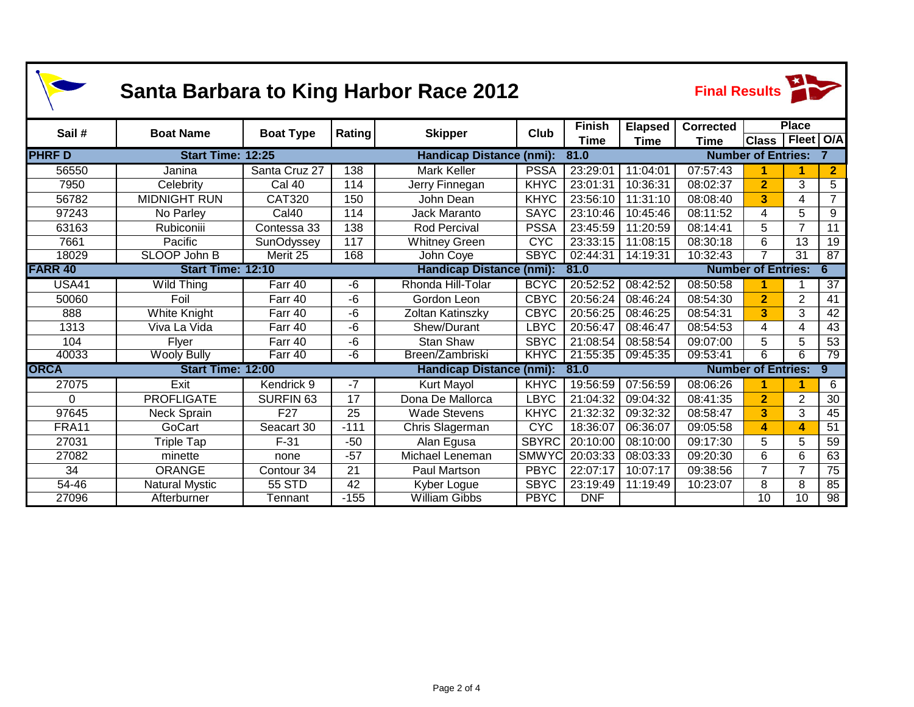# Santa Barbara to King Harbor Race 2012

**Final Results**

| Sail # | Boat Name | Boat Type | Rating | Skipper | Club | Finish Time | Elapsed Time | Corrected Time | Place Class | Place Fleet | Place O/A |
|---|---|---|---|---|---|---|---|---|---|---|---|
| **PHRF D** | **Start Time: 12:25** | | | **Handicap Distance (nmi):** | | **81.0** | | **Number of Entries:** | | | **7** |
| 56550 | Janina | Santa Cruz 27 | 138 | Mark Keller | PSSA | 23:29:01 | 11:04:01 | 07:57:43 | 1 | 1 | 2 |
| 7950 | Celebrity | Cal 40 | 114 | Jerry Finnegan | KHYC | 23:01:31 | 10:36:31 | 08:02:37 | 2 | 3 | 5 |
| 56782 | MIDNIGHT RUN | CAT320 | 150 | John Dean | KHYC | 23:56:10 | 11:31:10 | 08:08:40 | 3 | 4 | 7 |
| 97243 | No Parley | Cal40 | 114 | Jack Maranto | SAYC | 23:10:46 | 10:45:46 | 08:11:52 | 4 | 5 | 9 |
| 63163 | Rubiconiii | Contessa 33 | 138 | Rod Percival | PSSA | 23:45:59 | 11:20:59 | 08:14:41 | 5 | 7 | 11 |
| 7661 | Pacific | SunOdyssey | 117 | Whitney Green | CYC | 23:33:15 | 11:08:15 | 08:30:18 | 6 | 13 | 19 |
| 18029 | SLOOP John B | Merit 25 | 168 | John Coye | SBYC | 02:44:31 | 14:19:31 | 10:32:43 | 7 | 31 | 87 |
| **FARR 40** | **Start Time: 12:10** | | | **Handicap Distance (nmi):** | | **81.0** | | **Number of Entries:** | | | **6** |
| USA41 | Wild Thing | Farr 40 | -6 | Rhonda Hill-Tolar | BCYC | 20:52:52 | 08:42:52 | 08:50:58 | 1 | 1 | 37 |
| 50060 | Foil | Farr 40 | -6 | Gordon Leon | CBYC | 20:56:24 | 08:46:24 | 08:54:30 | 2 | 2 | 41 |
| 888 | White Knight | Farr 40 | -6 | Zoltan Katinszky | CBYC | 20:56:25 | 08:46:25 | 08:54:31 | 3 | 3 | 42 |
| 1313 | Viva La Vida | Farr 40 | -6 | Shew/Durant | LBYC | 20:56:47 | 08:46:47 | 08:54:53 | 4 | 4 | 43 |
| 104 | Flyer | Farr 40 | -6 | Stan Shaw | SBYC | 21:08:54 | 08:58:54 | 09:07:00 | 5 | 5 | 53 |
| 40033 | Wooly Bully | Farr 40 | -6 | Breen/Zambriski | KHYC | 21:55:35 | 09:45:35 | 09:53:41 | 6 | 6 | 79 |
| **ORCA** | **Start Time: 12:00** | | | **Handicap Distance (nmi):** | | **81.0** | | **Number of Entries:** | | | **9** |
| 27075 | Exit | Kendrick 9 | -7 | Kurt Mayol | KHYC | 19:56:59 | 07:56:59 | 08:06:26 | 1 | 1 | 6 |
| 0 | PROFLIGATE | SURFIN 63 | 17 | Dona De Mallorca | LBYC | 21:04:32 | 09:04:32 | 08:41:35 | 2 | 2 | 30 |
| 97645 | Neck Sprain | F27 | 25 | Wade Stevens | KHYC | 21:32:32 | 09:32:32 | 08:58:47 | 3 | 3 | 45 |
| FRA11 | GoCart | Seacart 30 | -111 | Chris Slagerman | CYC | 18:36:07 | 06:36:07 | 09:05:58 | 4 | 4 | 51 |
| 27031 | Triple Tap | F-31 | -50 | Alan Egusa | SBYRC | 20:10:00 | 08:10:00 | 09:17:30 | 5 | 5 | 59 |
| 27082 | minette | none | -57 | Michael Leneman | SMWYC | 20:03:33 | 08:03:33 | 09:20:30 | 6 | 6 | 63 |
| 34 | ORANGE | Contour 34 | 21 | Paul Martson | PBYC | 22:07:17 | 10:07:17 | 09:38:56 | 7 | 7 | 75 |
| 54-46 | Natural Mystic | 55 STD | 42 | Kyber Logue | SBYC | 23:19:49 | 11:19:49 | 10:23:07 | 8 | 8 | 85 |
| 27096 | Afterburner | Tennant | -155 | William Gibbs | PBYC | DNF | | | 10 | 10 | 98 |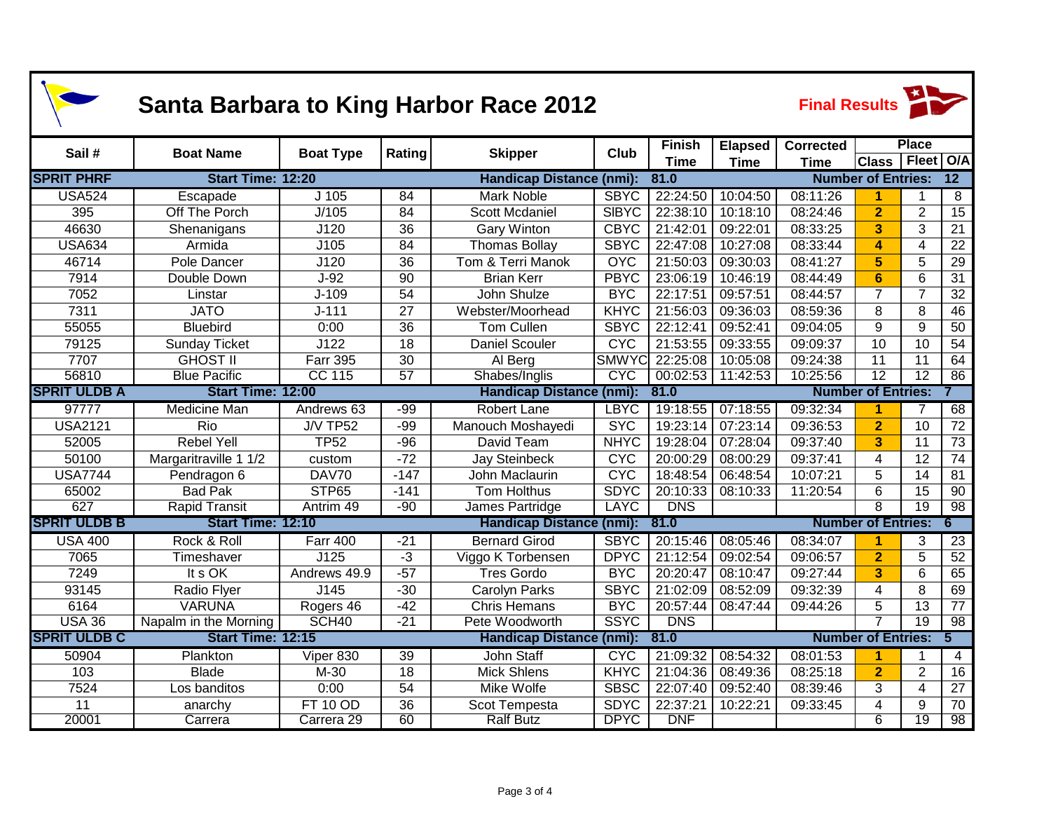# Santa Barbara to King Harbor Race 2012

**Final Results**

| Sail # | Boat Name | Boat Type | Rating | Skipper | Club | Finish Time | Elapsed Time | Corrected Time | Place Class | Place Fleet | Place O/A |
|---|---|---|---|---|---|---|---|---|---|---|---|
| **SPRIT PHRF** | **Start Time: 12:20** | | | **Handicap Distance (nmi):** | | **81.0** | | **Number of Entries:** | | | **12** |
| USA524 | Escapade | J 105 | 84 | Mark Noble | SBYC | 22:24:50 | 10:04:50 | 08:11:26 | 1 | 1 | 8 |
| 395 | Off The Porch | J/105 | 84 | Scott Mcdaniel | SlBYC | 22:38:10 | 10:18:10 | 08:24:46 | 2 | 2 | 15 |
| 46630 | Shenanigans | J120 | 36 | Gary Winton | CBYC | 21:42:01 | 09:22:01 | 08:33:25 | 3 | 3 | 21 |
| USA634 | Armida | J105 | 84 | Thomas Bollay | SBYC | 22:47:08 | 10:27:08 | 08:33:44 | 4 | 4 | 22 |
| 46714 | Pole Dancer | J120 | 36 | Tom & Terri Manok | OYC | 21:50:03 | 09:30:03 | 08:41:27 | 5 | 5 | 29 |
| 7914 | Double Down | J-92 | 90 | Brian Kerr | PBYC | 23:06:19 | 10:46:19 | 08:44:49 | 6 | 6 | 31 |
| 7052 | Linstar | J-109 | 54 | John Shulze | BYC | 22:17:51 | 09:57:51 | 08:44:57 | 7 | 7 | 32 |
| 7311 | JATO | J-111 | 27 | Webster/Moorhead | KHYC | 21:56:03 | 09:36:03 | 08:59:36 | 8 | 8 | 46 |
| 55055 | Bluebird | 0:00 | 36 | Tom Cullen | SBYC | 22:12:41 | 09:52:41 | 09:04:05 | 9 | 9 | 50 |
| 79125 | Sunday Ticket | J122 | 18 | Daniel Scouler | CYC | 21:53:55 | 09:33:55 | 09:09:37 | 10 | 10 | 54 |
| 7707 | GHOST II | Farr 395 | 30 | Al Berg | SMWYC | 22:25:08 | 10:05:08 | 09:24:38 | 11 | 11 | 64 |
| 56810 | Blue Pacific | CC 115 | 57 | Shabes/Inglis | CYC | 00:02:53 | 11:42:53 | 10:25:56 | 12 | 12 | 86 |
| **SPRIT ULDB A** | **Start Time: 12:00** | | | **Handicap Distance (nmi):** | | **81.0** | | **Number of Entries:** | | | **7** |
| 97777 | Medicine Man | Andrews 63 | -99 | Robert Lane | LBYC | 19:18:55 | 07:18:55 | 09:32:34 | 1 | 7 | 68 |
| USA2121 | Rio | J/V TP52 | -99 | Manouch Moshayedi | SYC | 19:23:14 | 07:23:14 | 09:36:53 | 2 | 10 | 72 |
| 52005 | Rebel Yell | TP52 | -96 | David Team | NHYC | 19:28:04 | 07:28:04 | 09:37:40 | 3 | 11 | 73 |
| 50100 | Margaritraville 1 1/2 | custom | -72 | Jay Steinbeck | CYC | 20:00:29 | 08:00:29 | 09:37:41 | 4 | 12 | 74 |
| USA7744 | Pendragon 6 | DAV70 | -147 | John Maclaurin | CYC | 18:48:54 | 06:48:54 | 10:07:21 | 5 | 14 | 81 |
| 65002 | Bad Pak | STP65 | -141 | Tom Holthus | SDYC | 20:10:33 | 08:10:33 | 11:20:54 | 6 | 15 | 90 |
| 627 | Rapid Transit | Antrim 49 | -90 | James Partridge | LAYC | DNS | | | 8 | 19 | 98 |
| **SPRIT ULDB B** | **Start Time: 12:10** | | | **Handicap Distance (nmi):** | | **81.0** | | **Number of Entries:** | | | **6** |
| USA 400 | Rock & Roll | Farr 400 | -21 | Bernard Girod | SBYC | 20:15:46 | 08:05:46 | 08:34:07 | 1 | 3 | 23 |
| 7065 | Timeshaver | J125 | -3 | Viggo K Torbensen | DPYC | 21:12:54 | 09:02:54 | 09:06:57 | 2 | 5 | 52 |
| 7249 | It s OK | Andrews 49.9 | -57 | Tres Gordo | BYC | 20:20:47 | 08:10:47 | 09:27:44 | 3 | 6 | 65 |
| 93145 | Radio Flyer | J145 | -30 | Carolyn Parks | SBYC | 21:02:09 | 08:52:09 | 09:32:39 | 4 | 8 | 69 |
| 6164 | VARUNA | Rogers 46 | -42 | Chris Hemans | BYC | 20:57:44 | 08:47:44 | 09:44:26 | 5 | 13 | 77 |
| USA 36 | Napalm in the Morning | SCH40 | -21 | Pete Woodworth | SSYC | DNS | | | 7 | 19 | 98 |
| **SPRIT ULDB C** | **Start Time: 12:15** | | | **Handicap Distance (nmi):** | | **81.0** | | **Number of Entries:** | | | **5** |
| 50904 | Plankton | Viper 830 | 39 | John Staff | CYC | 21:09:32 | 08:54:32 | 08:01:53 | 1 | 1 | 4 |
| 103 | Blade | M-30 | 18 | Mick Shlens | KHYC | 21:04:36 | 08:49:36 | 08:25:18 | 2 | 2 | 16 |
| 7524 | Los banditos | 0:00 | 54 | Mike Wolfe | SBSC | 22:07:40 | 09:52:40 | 08:39:46 | 3 | 4 | 27 |
| 11 | anarchy | FT 10 OD | 36 | Scot Tempesta | SDYC | 22:37:21 | 10:22:21 | 09:33:45 | 4 | 9 | 70 |
| 20001 | Carrera | Carrera 29 | 60 | Ralf Butz | DPYC | DNF | | | 6 | 19 | 98 |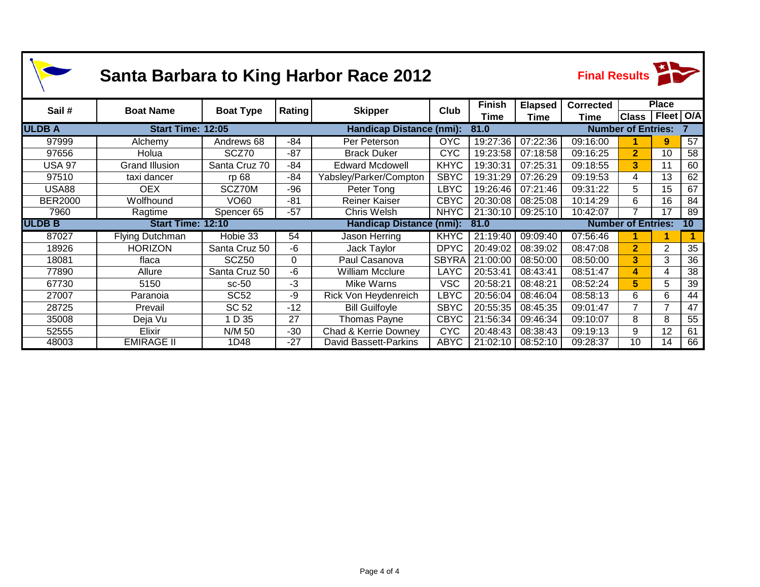# Santa Barbara to King Harbor Race 2012

**Final Results**

| Sail # | Boat Name | Boat Type | Rating | Skipper | Club | Finish Time | Elapsed Time | Corrected Time | Place Class | Place Fleet | Place O/A |
|---|---|---|---|---|---|---|---|---|---|---|---|
| **ULDB A** | **Start Time: 12:05** | | | **Handicap Distance (nmi):** | | **81.0** | | | **Number of Entries:** | | **7** |
| 97999 | Alchemy | Andrews 68 | -84 | Per Peterson | OYC | 19:27:36 | 07:22:36 | 09:16:00 | 1 | 9 | 57 |
| 97656 | Holua | SCZ70 | -87 | Brack Duker | CYC | 19:23:58 | 07:18:58 | 09:16:25 | 2 | 10 | 58 |
| USA 97 | Grand Illusion | Santa Cruz 70 | -84 | Edward Mcdowell | KHYC | 19:30:31 | 07:25:31 | 09:18:55 | 3 | 11 | 60 |
| 97510 | taxi dancer | rp 68 | -84 | Yabsley/Parker/Compton | SBYC | 19:31:29 | 07:26:29 | 09:19:53 | 4 | 13 | 62 |
| USA88 | OEX | SCZ70M | -96 | Peter Tong | LBYC | 19:26:46 | 07:21:46 | 09:31:22 | 5 | 15 | 67 |
| BER2000 | Wolfhound | VO60 | -81 | Reiner Kaiser | CBYC | 20:30:08 | 08:25:08 | 10:14:29 | 6 | 16 | 84 |
| 7960 | Ragtime | Spencer 65 | -57 | Chris Welsh | NHYC | 21:30:10 | 09:25:10 | 10:42:07 | 7 | 17 | 89 |
| **ULDB B** | **Start Time: 12:10** | | | **Handicap Distance (nmi):** | | **81.0** | | | **Number of Entries:** | | **10** |
| 87027 | Flying Dutchman | Hobie 33 | 54 | Jason Herring | KHYC | 21:19:40 | 09:09:40 | 07:56:46 | 1 | 1 | 1 |
| 18926 | HORIZON | Santa Cruz 50 | -6 | Jack Taylor | DPYC | 20:49:02 | 08:39:02 | 08:47:08 | 2 | 2 | 35 |
| 18081 | flaca | SCZ50 | 0 | Paul Casanova | SBYRA | 21:00:00 | 08:50:00 | 08:50:00 | 3 | 3 | 36 |
| 77890 | Allure | Santa Cruz 50 | -6 | William Mcclure | LAYC | 20:53:41 | 08:43:41 | 08:51:47 | 4 | 4 | 38 |
| 67730 | 5150 | sc-50 | -3 | Mike Warns | VSC | 20:58:21 | 08:48:21 | 08:52:24 | 5 | 5 | 39 |
| 27007 | Paranoia | SC52 | -9 | Rick Von Heydenreich | LBYC | 20:56:04 | 08:46:04 | 08:58:13 | 6 | 6 | 44 |
| 28725 | Prevail | SC 52 | -12 | Bill Guilfoyle | SBYC | 20:55:35 | 08:45:35 | 09:01:47 | 7 | 7 | 47 |
| 35008 | Deja Vu | 1 D 35 | 27 | Thomas Payne | CBYC | 21:56:34 | 09:46:34 | 09:10:07 | 8 | 8 | 55 |
| 52555 | Elixir | N/M 50 | -30 | Chad & Kerrie Downey | CYC | 20:48:43 | 08:38:43 | 09:19:13 | 9 | 12 | 61 |
| 48003 | EMIRAGE II | 1D48 | -27 | David Bassett-Parkins | ABYC | 21:02:10 | 08:52:10 | 09:28:37 | 10 | 14 | 66 |